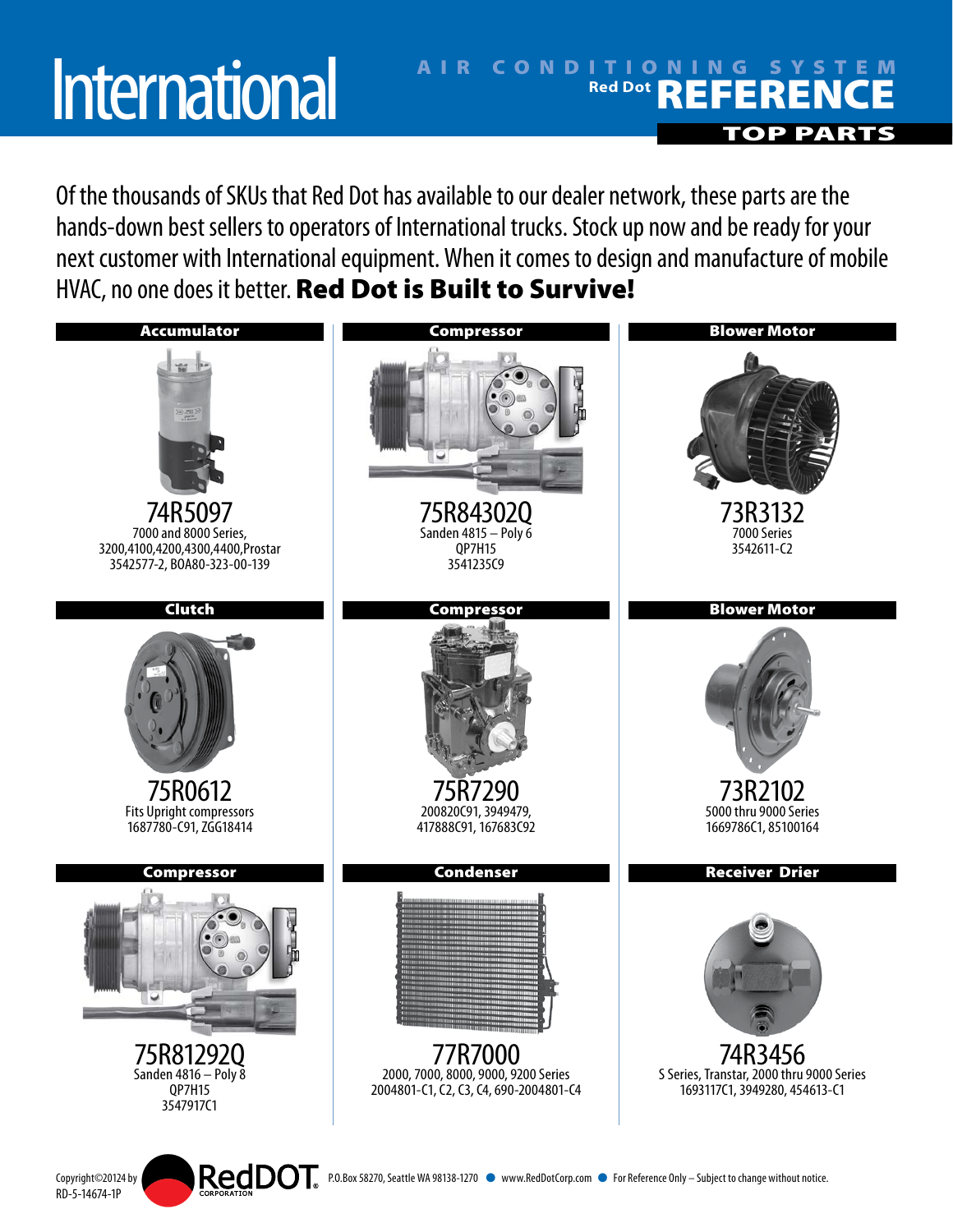# International

**AIR CONDITIONING SYSTEM**
**Red Dot REFERENCE**
**TOP PARTS**

Of the thousands of SKUs that Red Dot has available to our dealer network, these parts are the hands-down best sellers to operators of International trucks. Stock up now and be ready for your next customer with International equipment. When it comes to design and manufacture of mobile HVAC, no one does it better. **Red Dot is Built to Survive!**

### Accumulator

**74R5097**
7000 and 8000 Series,
3200,4100,4200,4300,4400,Prostar
3542577-2, BOA80-323-00-139

### Compressor

**75R84302Q**
Sanden 4815 – Poly 6
QP7H15
3541235C9

### Blower Motor

**73R3132**
7000 Series
3542611-C2

### Clutch

**75R0612**
Fits Upright compressors
1687780-C91, ZGG18414

### Compressor

**75R7290**
200820C91, 3949479,
417888C91, 167683C92

### Blower Motor

**73R2102**
5000 thru 9000 Series
1669786C1, 85100164

### Compressor

**75R81292Q**
Sanden 4816 – Poly 8
QP7H15
3547917C1

### Condenser

**77R7000**
2000, 7000, 8000, 9000, 9200 Series
2004801-C1, C2, C3, C4, 690-2004801-C4

### Receiver Drier

**74R3456**
S Series, Transtar, 2000 thru 9000 Series
1693117C1, 3949280, 454613-C1

Copyright©20124 by RedDOT CORPORATION
RD-5-14674-1P
P.O.Box 58270, Seattle WA 98138-1270 ● www.RedDotCorp.com ● For Reference Only – Subject to change without notice.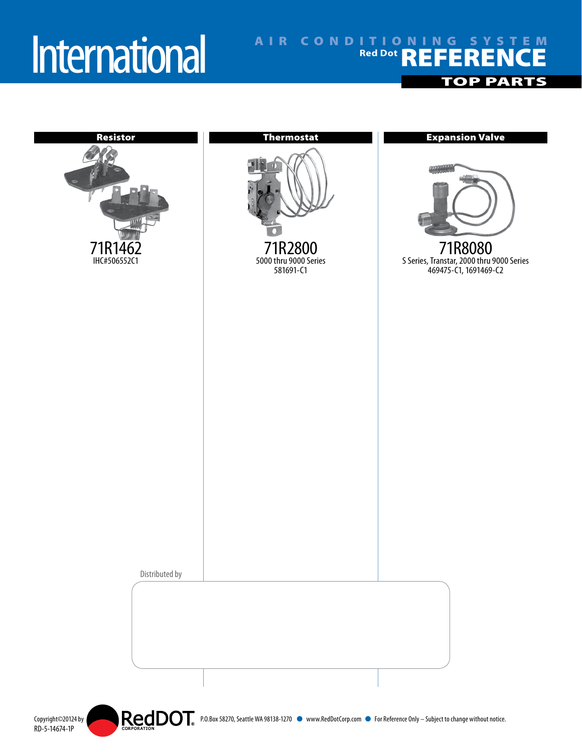# International

AIR CONDITIONING SYSTEM
Red Dot REFERENCE
TOP PARTS

## Resistor

71R1462
IHC#506552C1

## Thermostat

71R2800
5000 thru 9000 Series
581691-C1

## Expansion Valve

71R8080
S Series, Transtar, 2000 thru 9000 Series
469475-C1, 1691469-C2

Distributed by

Copyright©20124 by RedDOT CORPORATION P.O.Box 58270, Seattle WA 98138-1270 ● www.RedDotCorp.com ● For Reference Only – Subject to change without notice.
RD-5-14674-1P